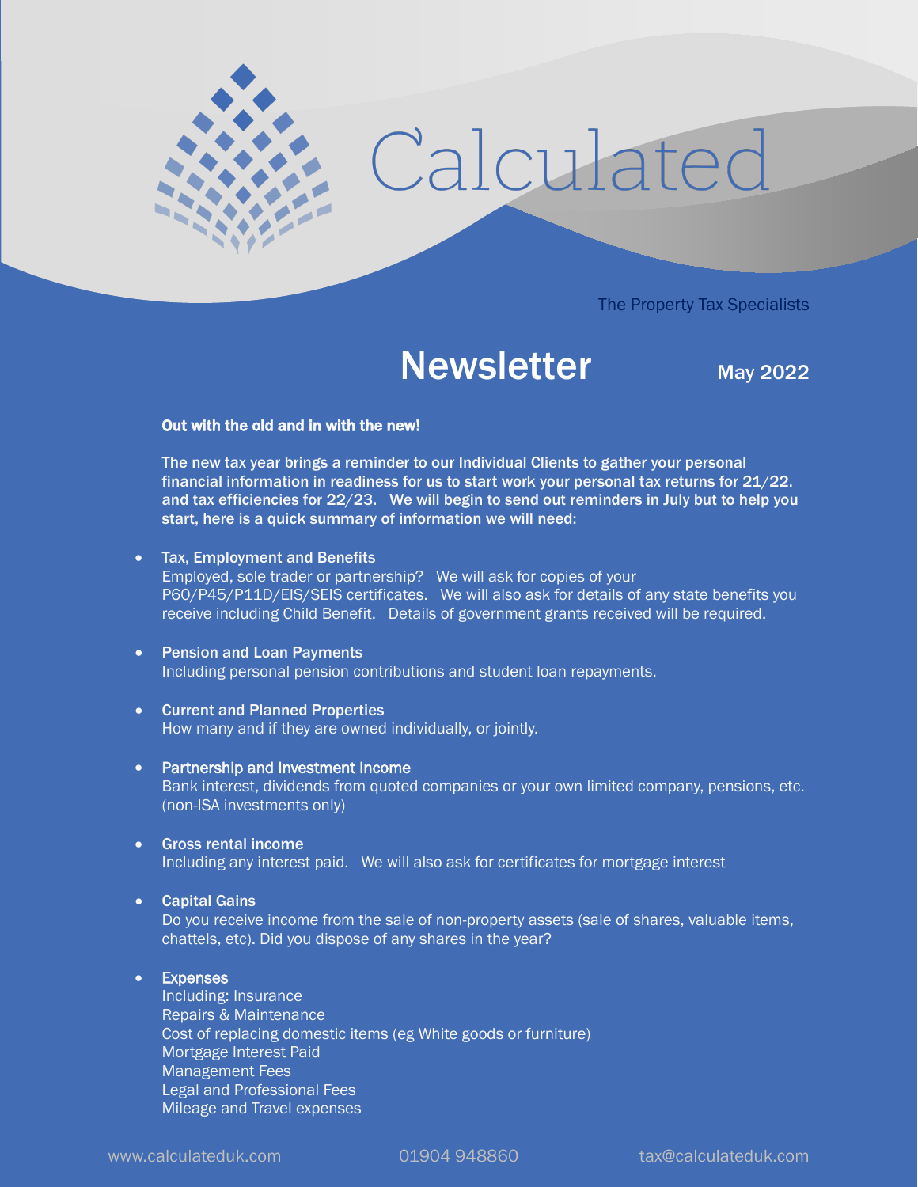# Calculated

The Property Tax Specialists

## Newsletter

May 2022

**Out with the old and in with the new!**

**The new tax year brings a reminder to our Individual Clients to gather your personal financial information in readiness for us to start work your personal tax returns for 21/22. and tax efficiencies for 22/23. We will begin to send out reminders in July but to help you start, here is a quick summary of information we will need:**

- **Tax, Employment and Benefits**
  Employed, sole trader or partnership? We will ask for copies of your P60/P45/P11D/EIS/SEIS certificates. We will also ask for details of any state benefits you receive including Child Benefit. Details of government grants received will be required.

- **Pension and Loan Payments**
  Including personal pension contributions and student loan repayments.

- **Current and Planned Properties**
  How many and if they are owned individually, or jointly.

- **Partnership and Investment Income**
  Bank interest, dividends from quoted companies or your own limited company, pensions, etc. (non-ISA investments only)

- **Gross rental income**
  Including any interest paid. We will also ask for certificates for mortgage interest

- **Capital Gains**
  Do you receive income from the sale of non-property assets (sale of shares, valuable items, chattels, etc). Did you dispose of any shares in the year?

- **Expenses**
  Including: Insurance
  Repairs & Maintenance
  Cost of replacing domestic items (eg White goods or furniture)
  Mortgage Interest Paid
  Management Fees
  Legal and Professional Fees
  Mileage and Travel expenses

www.calculateduk.com 01904 948860 tax@calculateduk.com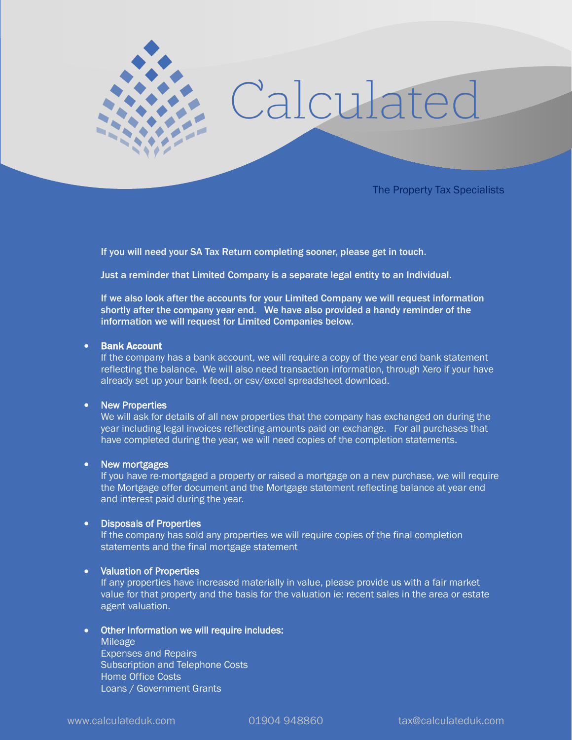# Calculated

The Property Tax Specialists

**If you will need your SA Tax Return completing sooner, please get in touch.**

**Just a reminder that Limited Company is a separate legal entity to an Individual.**

**If we also look after the accounts for your Limited Company we will request information shortly after the company year end. We have also provided a handy reminder of the information we will request for Limited Companies below.**

- **Bank Account**
  If the company has a bank account, we will require a copy of the year end bank statement reflecting the balance. We will also need transaction information, through Xero if your have already set up your bank feed, or csv/excel spreadsheet download.

- **New Properties**
  We will ask for details of all new properties that the company has exchanged on during the year including legal invoices reflecting amounts paid on exchange. For all purchases that have completed during the year, we will need copies of the completion statements.

- **New mortgages**
  If you have re-mortgaged a property or raised a mortgage on a new purchase, we will require the Mortgage offer document and the Mortgage statement reflecting balance at year end and interest paid during the year.

- **Disposals of Properties**
  If the company has sold any properties we will require copies of the final completion statements and the final mortgage statement

- **Valuation of Properties**
  If any properties have increased materially in value, please provide us with a fair market value for that property and the basis for the valuation ie: recent sales in the area or estate agent valuation.

- **Other Information we will require includes:**
  Mileage
  Expenses and Repairs
  Subscription and Telephone Costs
  Home Office Costs
  Loans / Government Grants

www.calculateduk.com 01904 948860 tax@calculateduk.com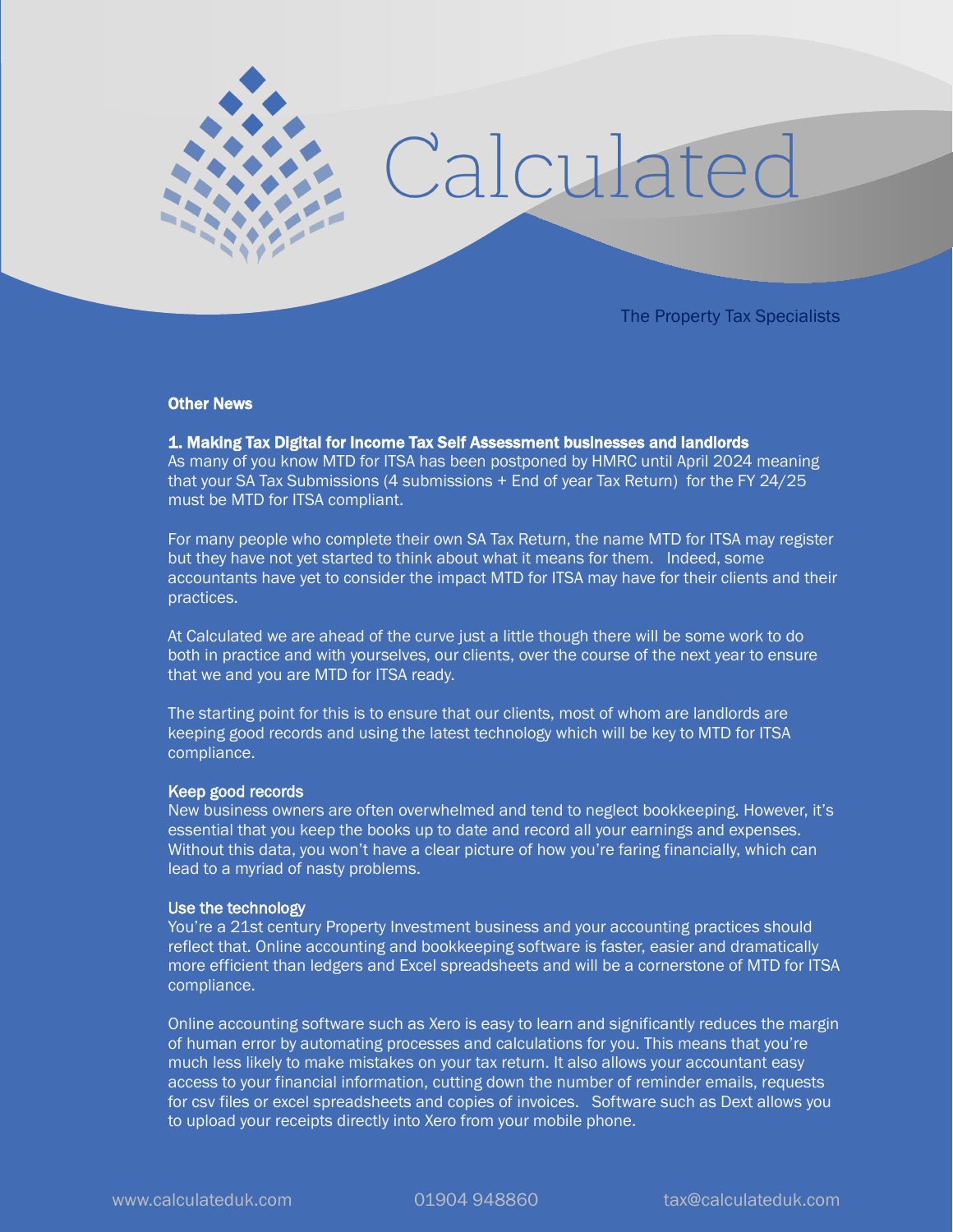Calculated

The Property Tax Specialists

**Other News**

**1. Making Tax Digital for Income Tax Self Assessment businesses and landlords**
As many of you know MTD for ITSA has been postponed by HMRC until April 2024 meaning that your SA Tax Submissions (4 submissions + End of year Tax Return) for the FY 24/25 must be MTD for ITSA compliant.

For many people who complete their own SA Tax Return, the name MTD for ITSA may register but they have not yet started to think about what it means for them. Indeed, some accountants have yet to consider the impact MTD for ITSA may have for their clients and their practices.

At Calculated we are ahead of the curve just a little though there will be some work to do both in practice and with yourselves, our clients, over the course of the next year to ensure that we and you are MTD for ITSA ready.

The starting point for this is to ensure that our clients, most of whom are landlords are keeping good records and using the latest technology which will be key to MTD for ITSA compliance.

**Keep good records**
New business owners are often overwhelmed and tend to neglect bookkeeping. However, it's essential that you keep the books up to date and record all your earnings and expenses. Without this data, you won't have a clear picture of how you're faring financially, which can lead to a myriad of nasty problems.

**Use the technology**
You're a 21st century Property Investment business and your accounting practices should reflect that. Online accounting and bookkeeping software is faster, easier and dramatically more efficient than ledgers and Excel spreadsheets and will be a cornerstone of MTD for ITSA compliance.

Online accounting software such as Xero is easy to learn and significantly reduces the margin of human error by automating processes and calculations for you. This means that you're much less likely to make mistakes on your tax return. It also allows your accountant easy access to your financial information, cutting down the number of reminder emails, requests for csv files or excel spreadsheets and copies of invoices. Software such as Dext allows you to upload your receipts directly into Xero from your mobile phone.

www.calculateduk.com 01904 948860 tax@calculateduk.com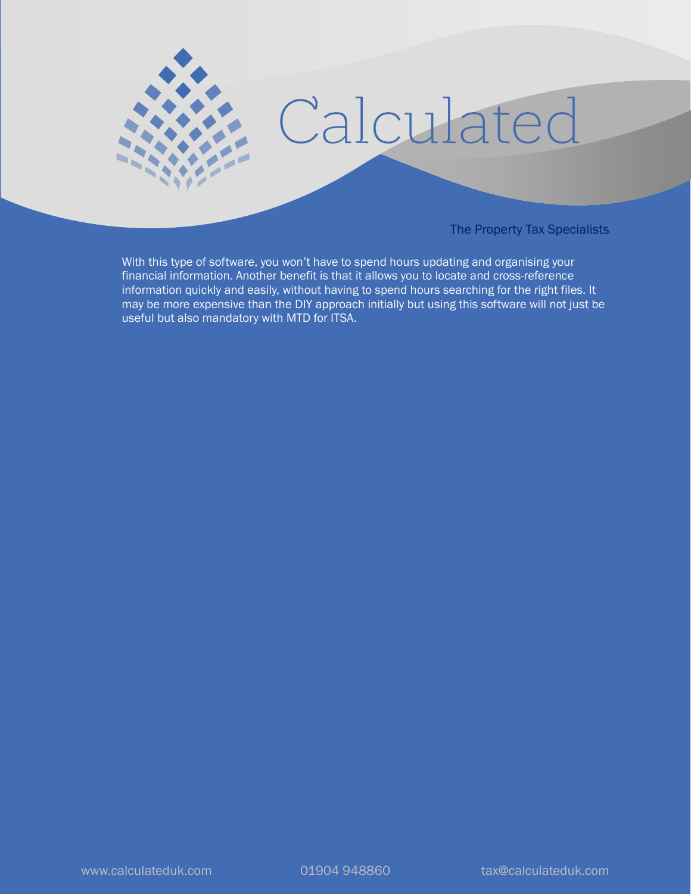With this type of software, you won't have to spend hours updating and organising your financial information. Another benefit is that it allows you to locate and cross-reference information quickly and easily, without having to spend hours searching for the right files. It may be more expensive than the DIY approach initially but using this software will not just be useful but also mandatory with MTD for ITSA.